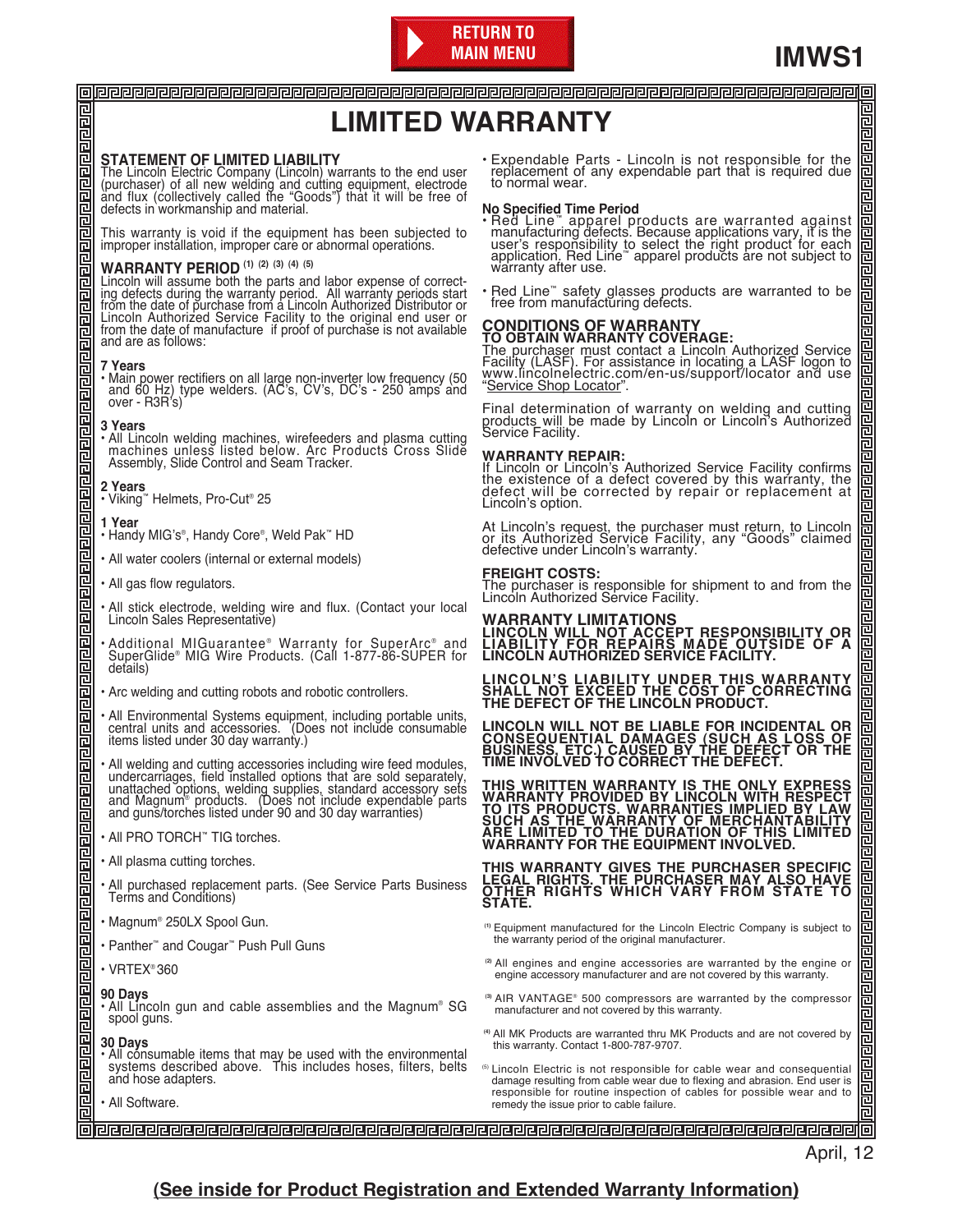RETURN TO MAIN MENU

IMWS1

# LIMITED WARRANTY

## STATEMENT OF LIMITED LIABILITY

The Lincoln Electric Company (Lincoln) warrants to the end user (purchaser) of all new welding and cutting equipment, electrode and flux (collectively called the "Goods") that it will be free of defects in workmanship and material.

This warranty is void if the equipment has been subjected to improper installation, improper care or abnormal operations.

## WARRANTY PERIOD [1] [2] [3] [4] [5]

Lincoln will assume both the parts and labor expense of correcting defects during the warranty period. All warranty periods start from the date of purchase from a Lincoln Authorized Distributor or Lincoln Authorized Service Facility to the original end user or from the date of manufacture if proof of purchase is not available and are as follows:

**7 Years**
- Main power rectifiers on all large non-inverter low frequency (50 and 60 Hz) type welders. (AC's, CV's, DC's - 250 amps and over - R3R's)

**3 Years**
- All Lincoln welding machines, wirefeeders and plasma cutting machines unless listed below. Arc Products Cross Slide Assembly, Slide Control and Seam Tracker.

**2 Years**
- Viking™ Helmets, Pro-Cut® 25

**1 Year**
- Handy MIG's®, Handy Core®, Weld Pak™ HD
- All water coolers (internal or external models)
- All gas flow regulators.
- All stick electrode, welding wire and flux. (Contact your local Lincoln Sales Representative)
- Additional MIGuarantee® Warranty for SuperArc® and SuperGlide® MIG Wire Products. (Call 1-877-86-SUPER for details)
- Arc welding and cutting robots and robotic controllers.
- All Environmental Systems equipment, including portable units, central units and accessories. (Does not include consumable items listed under 30 day warranty.)
- All welding and cutting accessories including wire feed modules, undercarriages, field installed options that are sold separately, unattached options, welding supplies, standard accessory sets and Magnum® products. (Does not include expendable parts and guns/torches listed under 90 and 30 day warranties)
- All PRO TORCH™ TIG torches.
- All plasma cutting torches.
- All purchased replacement parts. (See Service Parts Business Terms and Conditions)
- Magnum® 250LX Spool Gun.
- Panther™ and Cougar™ Push Pull Guns
- VRTEX® 360

**90 Days**
- All Lincoln gun and cable assemblies and the Magnum® SG spool guns.

**30 Days**
- All consumable items that may be used with the environmental systems described above. This includes hoses, filters, belts and hose adapters.
- All Software.
- Expendable Parts - Lincoln is not responsible for the replacement of any expendable part that is required due to normal wear.

**No Specified Time Period**
- Red Line™ apparel products are warranted against manufacturing defects. Because applications vary, it is the user's responsibility to select the right product for each application. Red Line™ apparel products are not subject to warranty after use.
- Red Line™ safety glasses products are warranted to be free from manufacturing defects.

## CONDITIONS OF WARRANTY

### TO OBTAIN WARRANTY COVERAGE:

The purchaser must contact a Lincoln Authorized Service Facility (LASF). For assistance in locating a LASF logon to www.lincolnelectric.com/en-us/support/locator and use "Service Shop Locator".

Final determination of warranty on welding and cutting products will be made by Lincoln or Lincoln's Authorized Service Facility.

### WARRANTY REPAIR:

If Lincoln or Lincoln's Authorized Service Facility confirms the existence of a defect covered by this warranty, the defect will be corrected by repair or replacement at Lincoln's option.

At Lincoln's request, the purchaser must return, to Lincoln or its Authorized Service Facility, any "Goods" claimed defective under Lincoln's warranty.

### FREIGHT COSTS:

The purchaser is responsible for shipment to and from the Lincoln Authorized Service Facility.

## WARRANTY LIMITATIONS

**LINCOLN WILL NOT ACCEPT RESPONSIBILITY OR LIABILITY FOR REPAIRS MADE OUTSIDE OF A LINCOLN AUTHORIZED SERVICE FACILITY.**

**LINCOLN'S LIABILITY UNDER THIS WARRANTY SHALL NOT EXCEED THE COST OF CORRECTING THE DEFECT OF THE LINCOLN PRODUCT.**

**LINCOLN WILL NOT BE LIABLE FOR INCIDENTAL OR CONSEQUENTIAL DAMAGES (SUCH AS LOSS OF BUSINESS, ETC.) CAUSED BY THE DEFECT OR THE TIME INVOLVED TO CORRECT THE DEFECT.**

**THIS WRITTEN WARRANTY IS THE ONLY EXPRESS WARRANTY PROVIDED BY LINCOLN WITH RESPECT TO ITS PRODUCTS. WARRANTIES IMPLIED BY LAW SUCH AS THE WARRANTY OF MERCHANTABILITY ARE LIMITED TO THE DURATION OF THIS LIMITED WARRANTY FOR THE EQUIPMENT INVOLVED.**

**THIS WARRANTY GIVES THE PURCHASER SPECIFIC LEGAL RIGHTS. THE PURCHASER MAY ALSO HAVE OTHER RIGHTS WHICH VARY FROM STATE TO STATE.**

[1] Equipment manufactured for the Lincoln Electric Company is subject to the warranty period of the original manufacturer.

[2] All engines and engine accessories are warranted by the engine or engine accessory manufacturer and are not covered by this warranty.

[3] AIR VANTAGE® 500 compressors are warranted by the compressor manufacturer and not covered by this warranty.

[4] All MK Products are warranted thru MK Products and are not covered by this warranty. Contact 1-800-787-9707.

[5] Lincoln Electric is not responsible for cable wear and consequential damage resulting from cable wear due to flexing and abrasion. End user is responsible for routine inspection of cables for possible wear and to remedy the issue prior to cable failure.

April, 12

**(See inside for Product Registration and Extended Warranty Information)**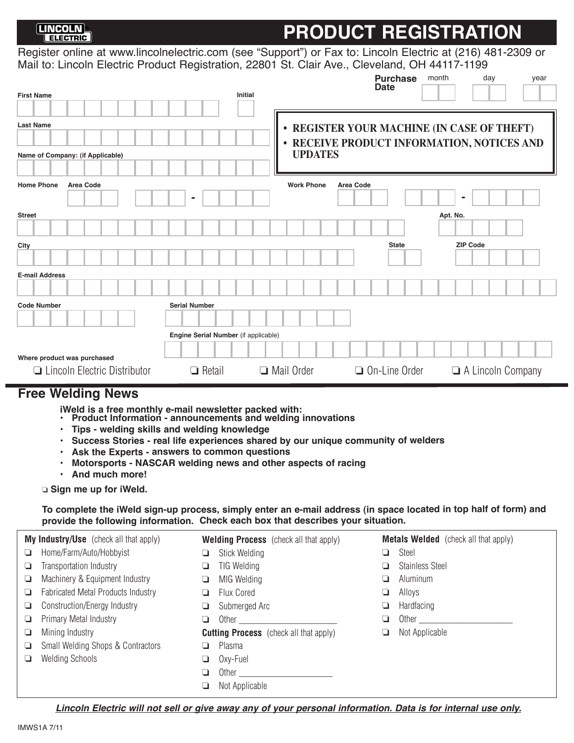LINCOLN ELECTRIC

# PRODUCT REGISTRATION

Register online at www.lincolnelectric.com (see "Support") or Fax to: Lincoln Electric at (216) 481-2309 or Mail to: Lincoln Electric Product Registration, 22801 St. Clair Ave., Cleveland, OH 44117-1199

**Purchase Date** month day year

**First Name** **Initial**

**Last Name**

- **REGISTER YOUR MACHINE (IN CASE OF THEFT)**
- **RECEIVE PRODUCT INFORMATION, NOTICES AND UPDATES**

**Name of Company: (if Applicable)**

**Home Phone** **Area Code** -

**Work Phone** **Area Code** -

**Street** **Apt. No.**

**City** **State** **ZIP Code**

**E-mail Address**

**Code Number** **Serial Number**

**Engine Serial Number** (if applicable)

**Where product was purchased**

❑ Lincoln Electric Distributor ❑ Retail ❑ Mail Order ❑ On-Line Order ❑ A Lincoln Company

## Free Welding News

**iWeld is a free monthly e-mail newsletter packed with:**

- **Product Information - announcements and welding innovations**
- **Tips - welding skills and welding knowledge**
- **Success Stories - real life experiences shared by our unique community of welders**
- **Ask the Experts - answers to common questions**
- **Motorsports - NASCAR welding news and other aspects of racing**
- **And much more!**

❑ **Sign me up for iWeld.**

**To complete the iWeld sign-up process, simply enter an e-mail address (in space located in top half of form) and provide the following information. Check each box that describes your situation.**

**My Industry/Use** (check all that apply)

- ❑ Home/Farm/Auto/Hobbyist
- ❑ Transportation Industry
- ❑ Machinery & Equipment Industry
- ❑ Fabricated Metal Products Industry
- ❑ Construction/Energy Industry
- ❑ Primary Metal Industry
- ❑ Mining Industry
- ❑ Small Welding Shops & Contractors
- ❑ Welding Schools

**Welding Process** (check all that apply)

- ❑ Stick Welding
- ❑ TIG Welding
- ❑ MIG Welding
- ❑ Flux Cored
- ❑ Submerged Arc
- ❑ Other ____________________

**Cutting Process** (check all that apply)

- ❑ Plasma
- ❑ Oxy-Fuel
- ❑ Other ____________________
- ❑ Not Applicable

**Metals Welded** (check all that apply)

- ❑ Steel
- ❑ Stainless Steel
- ❑ Aluminum
- ❑ Alloys
- ❑ Hardfacing
- ❑ Other ____________________
- ❑ Not Applicable

***Lincoln Electric will not sell or give away any of your personal information. Data is for internal use only.***

IMWS1A 7/11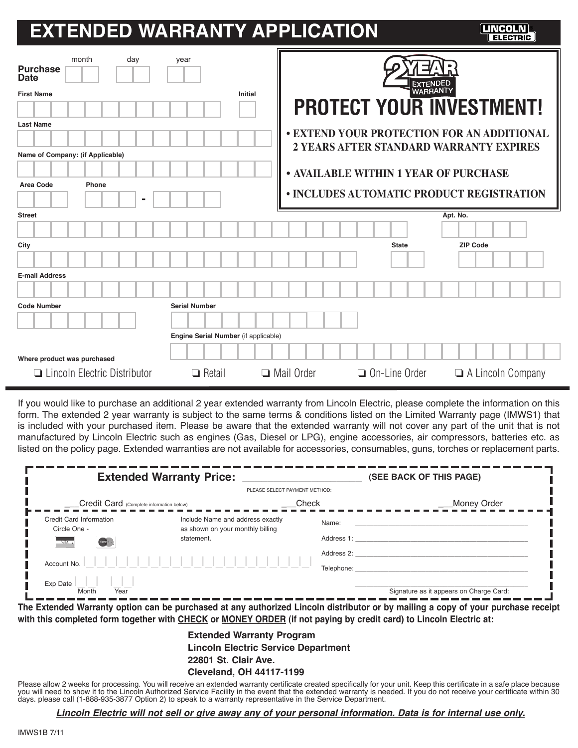# EXTENDED WARRANTY APPLICATION

LINCOLN ELECTRIC

**Purchase Date** month day year

**First Name** **Initial**

**Last Name**

**Name of Company: (if Applicable)**

**Area Code** **Phone** -

2 YEAR EXTENDED WARRANTY

## PROTECT YOUR INVESTMENT!

- **EXTEND YOUR PROTECTION FOR AN ADDITIONAL 2 YEARS AFTER STANDARD WARRANTY EXPIRES**
- **AVAILABLE WITHIN 1 YEAR OF PURCHASE**
- **INCLUDES AUTOMATIC PRODUCT REGISTRATION**

**Street** **Apt. No.**

**City** **State** **ZIP Code**

**E-mail Address**

**Code Number** **Serial Number**

**Engine Serial Number** (if applicable)

**Where product was purchased**

❑ Lincoln Electric Distributor ❑ Retail ❑ Mail Order ❑ On-Line Order ❑ A Lincoln Company

---

If you would like to purchase an additional 2 year extended warranty from Lincoln Electric, please complete the information on this form. The extended 2 year warranty is subject to the same terms & conditions listed on the Limited Warranty page (IMWS1) that is included with your purchased item. Please be aware that the extended warranty will not cover any part of the unit that is not manufactured by Lincoln Electric such as engines (Gas, Diesel or LPG), engine accessories, air compressors, batteries etc. as listed on the policy page. Extended warranties are not available for accessories, consumables, guns, torches or replacement parts.

**Extended Warranty Price:** ______________________ **(SEE BACK OF THIS PAGE)**

PLEASE SELECT PAYMENT METHOD:

___Credit Card (Complete information below) ___Check ___Money Order

Credit Card Information
Circle One - VISA MasterCard

Include Name and address exactly as shown on your monthly billing statement.

Account No.

Exp Date Month Year

Name: ______________________________

Address 1: ______________________________

Address 2: ______________________________

Telephone: ______________________________

______________________________
Signature as it appears on Charge Card:

**The Extended Warranty option can be purchased at any authorized Lincoln distributor or by mailing a copy of your purchase receipt with this completed form together with CHECK or MONEY ORDER (if not paying by credit card) to Lincoln Electric at:**

**Extended Warranty Program**
**Lincoln Electric Service Department**
**22801 St. Clair Ave.**
**Cleveland, OH 44117-1199**

Please allow 2 weeks for processing. You will receive an extended warranty certificate created specifically for your unit. Keep this certificate in a safe place because you will need to show it to the Lincoln Authorized Service Facility in the event that the extended warranty is needed. If you do not receive your certificate within 30 days. please call (1-888-935-3877 Option 2) to speak to a warranty representative in the Service Department.

***Lincoln Electric will not sell or give away any of your personal information. Data is for internal use only.***

IMWS1B 7/11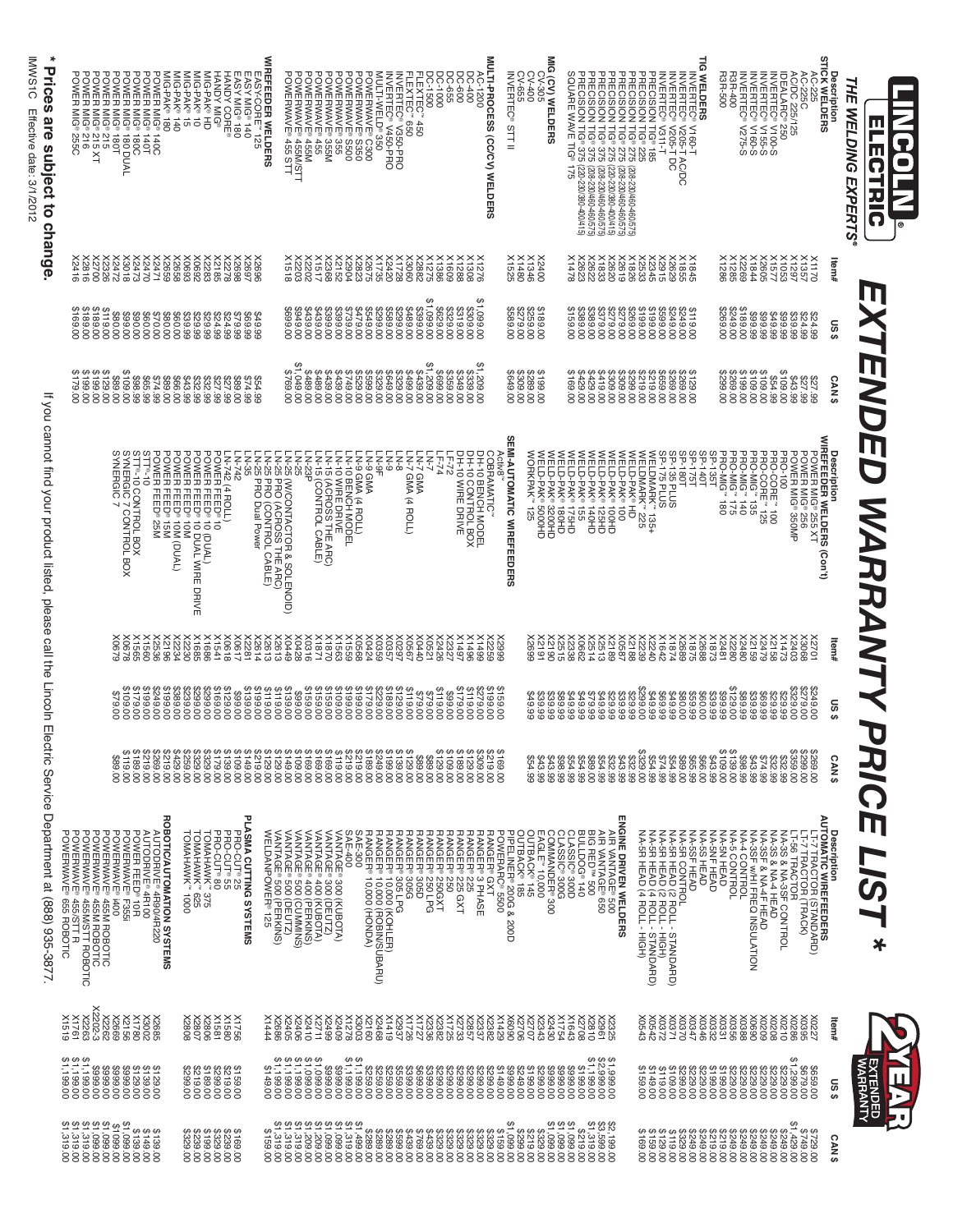# LINCOLN ELECTRIC®
*THE WELDING EXPERTS®*

# EXTENDED WARRANTY PRICE LIST *

2 YEAR EXTENDED WARRANTY

| Description | Item# | US $ | CAN $ |
|---|---|---|---|
| **STICK WELDERS** | | | |
| AC-225 | X1170 | $24.99 | $27.99 |
| AC-225C | X1357 | $24.99 | $27.99 |
| AC/DC 225/125 | X1267 | $24.99 | $27.99 |
| IDEALARC® 250 | X1053 | $99.99 | $109.99 |
| INVERTEC® V100-S | X1577 | $49.99 | $54.99 |
| INVERTEC® V155-S | X2605 | $99.99 | $109.99 |
| INVERTEC® V160-S | X1844 | $99.99 | $109.99 |
| INVERTEC® V275-S | X2269 | $189.00 | $199.00 |
| R3R-400 | X1285 | $249.00 | $269.00 |
| R3R-500 | X1286 | $269.00 | $289.00 |
| **TIG WELDERS** | | | |
| INVERTEC® V160-T | X1845 | $119.00 | $129.00 |
| INVERTEC® V205-T AC/DC | X1855 | $249.00 | $269.00 |
| INVERTEC® V205-T DC | X2629 | $249.00 | $269.00 |
| INVERTEC® V311-T | X2915 | $599.00 | $659.00 |
| PRECISION TIG® 185 | X2345 | $199.00 | $219.00 |
| PRECISION TIG® 225 | X2533 | $199.00 | $219.00 |
| PRECISION TIG® 275 (208-230/460-460/575) | X2619 | $279.00 | $309.00 |
| PRECISION TIG® 275 (208-230/460-460/575) | X2620 | $279.00 | $309.00 |
| PRECISION TIG® 275 (220-230/380-400/415) | X1833 | $379.00 | $419.00 |
| PRECISION TIG® 375 (208-230/460-460/575) | X2622 | $389.00 | $429.00 |
| PRECISION TIG® 375 (220-230/380-400/415) | X2623 | $389.00 | $429.00 |
| SQUARE WAVE TIG® 175 | X1478 | $159.00 | $169.00 |
| **MIG (CV) WELDERS** | | | |
| CV-305 | X2400 | $189.00 | $199.00 |
| CV-400 | X1346 | $259.00 | $289.00 |
| CV-655 | X1480 | $279.00 | $309.00 |
| INVERTEC® STT II | X1525 | $589.00 | $649.00 |
| **MULTI-PROCESS (CC/CV) WELDERS** | | | |
| AC-1200 | X1276 | $1,099.00 | $1,209.00 |
| DC-400 | X1308 | $309.00 | $339.00 |
| DC-600 | X1288 | $309.00 | $339.00 |
| DC-655 | X1609 | $329.00 | $359.00 |
| DC-1000 | X1386 | $629.00 | $699.00 |
| DC-1500 | X1275 | $1,099.00 | $1,209.00 |
| FLEXTEC™ 450 | X2882 | $399.00 | $439.00 |
| FLEXTEC™ 650 | X3060 | $489.00 | $539.00 |
| INVERTEC® V350-PRO | X1728 | $299.00 | $329.00 |
| INVERTEC® V450-PRO | X2420 | $589.00 | $649.00 |
| MULTI-WELD® 350 | X1735 | $229.00 | $259.00 |
| POWERWAVE® C300 | X2675 | $549.00 | $599.00 |
| POWERWAVE® S350 | X2823 | $479.00 | $529.00 |
| POWERWAVE® S500 | X2904 | $739.00 | $809.00 |
| POWERWAVE® 355 | X2152 | $399.00 | $439.00 |
| POWERWAVE® 355M | X2368 | $399.00 | $439.00 |
| POWERWAVE® 455 | X1517 | $439.00 | $489.00 |
| POWERWAVE® 455M | X2202 | $439.00 | $489.00 |
| POWERWAVE® 455M/STT | X2203 | $949.00 | $1,049.00 |
| POWERWAVE® 455 STT | X1518 | $699.00 | $769.00 |
| **WIREFEEDER WELDERS** | | | |
| EASY-CORE™ 125 | X2696 | $49.99 | $54.99 |
| EASY MIG® 140 | X2697 | $69.99 | $74.99 |
| EASY MIG® 180 | X2698 | $79.99 | $89.00 |
| HANDY CORE® | X2278 | $24.99 | $27.99 |
| HANDY MIG® | X2285 | $24.99 | $27.99 |
| MIG-PAK® HD | X2283 | $29.99 | $32.99 |
| MIG-PAK® 10 | X0692 | $29.99 | $32.99 |
| MIG-PAK® 15 | X0693 | $39.99 | $43.99 |
| MIG-PAK® 140 | X2658 | $60.00 | $66.00 |
| MIG-PAK® 180 | X2659 | $80.00 | $88.00 |
| POWER MIG® 140C | X2471 | $70.00 | $74.99 |
| POWER MIG® 140T | X2470 | $60.00 | $65.99 |
| POWER MIG® 180C | X2473 | $90.00 | $98.99 |
| POWER MIG® 180DUAL | X3018 | $100.00 | $109.00 |
| POWER MIG® 180T | X2472 | $80.00 | $89.00 |
| POWER MIG® 215 | X2326 | $119.00 | $129.00 |
| POWER MIG® 215 XT | X2700 | $189.00 | $199.00 |
| POWER MIG® 216 | X2816 | $189.00 | $199.00 |
| POWER MIG® 255C | X2416 | $169.00 | $179.00 |
| **WIREFEEDER WELDERS (Con't)** | | | |
| POWER MIG® 255 XT | X2701 | $249.00 | $269.00 |
| POWER MIG® 256 | X3068 | $279.00 | $299.00 |
| POWER MIG® 350MP | X1473 | $319.00 | $349.00 |
| PRO-100 | X2158 | $29.99 | $32.99 |
| PRO-CORE™ 100 | X2479 | $29.99 | $32.99 |
| PRO-CORE™ 125 | X2159 | $29.99 | $32.99 |
| PRO-MIG™ 135 | X2480 | $69.99 | $74.99 |
| PRO-MIG™ 140 | X2280 | $69.99 | $74.99 |
| PRO-MIG™ 175 | X2481 | $89.99 | $98.99 |
| PRO-MIG™ 180 | X1873 | $129.00 | $139.00 |
| SP-135T | X2688 | $99.99 | $109.00 |
| SP-140T | X1875 | $60.00 | $65.99 |
| SP-175T | X2689 | $59.99 | $65.99 |
| SP-180T | X1874 | $80.00 | $89.00 |
| SP-135 PLUS | X1642 | $49.99 | $54.99 |
| SP-175 PLUS | X2240 | $69.99 | $74.99 |
| WELDMARK™ 135+ | X2239 | $49.99 | $54.99 |
| WELDMARK™ 225 | X0587 | $299.00 | $329.00 |
| WELD-PAK® 100 | X2189 | $39.99 | $43.99 |
| WELD-PAK® 100HD | X2513 | $29.99 | $32.99 |
| WELD-PAK® 125HD | X2514 | $49.99 | $54.99 |
| WELD-PAK® 140HD | X0662 | $79.99 | $89.00 |
| WELD-PAK® 155 | X2338 | $49.99 | $54.99 |
| WELD-PAK® 175HD | X2515 | $89.99 | $98.99 |
| WELD-PAK® 180HD | X2190 | $39.99 | $43.99 |
| WELD-PAK® 5000HD | X2191 | $39.99 | $43.99 |
| WORKPAK™ 125 | X2699 | $49.99 | $54.99 |
| **SEMI-AUTOMATIC WIREFEEDERS** | | | |
| Activ8™ | X2999 | $159.00 | $169.00 |
| COBRAMATIC® | X2259 | $199.00 | $219.00 |
| DH-10 BENCH MODEL | X1499 | $279.00 | $309.00 |
| DH-10 CONTROL BOX | X1496 | $119.00 | $129.00 |
| DH-10 WIRE DRIVE | X1497 | $179.00 | $199.00 |
| LF-72 | X2327 | $99.00 | $109.00 |
| LF-74 | X2426 | $119.00 | $129.00 |
| LN-7 | X0521 | $79.00 | $89.00 |
| LN-7 GMA | X0440 | $79.00 | $89.00 |
| LN-7 GMA (4 ROLL) | X0567 | $119.00 | $129.00 |
| LN-8 | X0297 | $129.00 | $139.00 |
| LN-9 | X0357 | $189.00 | $199.00 |
| LN-9F | X0424 | $179.00 | $189.00 |
| LN-9 GMA | X0568 | $199.00 | $219.00 |
| LN-9 GMA (4 ROLL) | X1559 | $199.00 | $219.00 |
| LN-10 BENCH MODEL | X1563 | $109.00 | $119.00 |
| LN-10 WIRE DRIVE | X1870 | $159.00 | $169.00 |
| LN-15 (ACROSS THE ARC) | X1871 | $159.00 | $169.00 |
| LN-15 (CONTROL CABLE) | X0316 | $159.00 | $169.00 |
| LN-23P | X0428 | $139.00 | $149.00 |
| LN-25 | X0449 | $139.00 | $149.00 |
| LN-25 (W/CONTACTOR & SOLENOID) | X2613 | $119.00 | $129.00 |
| LN-25 PRO (ACROSS THE ARC) | X2613 | $119.00 | $129.00 |
| LN-25 PRO (CONTROL CABLE) | X2614 | $199.00 | $219.00 |
| LN-25 PRO Dual Power | X2281 | $139.00 | $149.00 |
| LN-35 | X0617 | $99.00 | $109.00 |
| LN-742 | X0618 | $129.00 | $139.00 |
| LN-742 (4 ROLL) | X1541 | $169.00 | $179.00 |
| POWER FEED® 10 | X1646 | $299.00 | $329.00 |
| POWER FEED® 10 (DUAL) | X1685 | $239.00 | $259.00 |
| POWER FEED® 10 DUAL WIRE DRIVE | X2230 | $389.00 | $429.00 |
| POWER FEED® 10M | X2234 | $199.00 | $219.00 |
| POWER FEED® 10M (DUAL) | X2196 | $249.00 | $269.00 |
| POWER FEED® 15M | X2536 | $199.00 | $219.00 |
| POWER FEED® 25M | X1560 | $179.00 | $189.00 |
| STT®-10 | X1565 | $179.00 | $199.00 |
| STT®-10 CONTROL BOX | | | |
| SYNERGIC 7 | X0678 | $179.00 | $199.00 |
| SYNERGIC 7 CONTROL BOX | X0679 | $79.00 | $89.00 |
| **AUTOMATIC WIREFEEDERS** | | | |
| LT-7 TRACTOR (STANDARD) | X0227 | $659.00 | $729.00 |
| LT-7 TRACTOR (TRACK) | X0395 | $679.00 | $749.00 |
| LT-56 TRACTOR | X0405 | $1,299.00 | $1,429.00 |
| NA-3S & NA-3SF CONTROL | X0210 | $229.00 | $249.00 |
| NA-3S & NA-4 HEAD | X0208 | $229.00 | $249.00 |
| NA-3SF & NA-4F HEAD | X0209 | $229.00 | $249.00 |
| NA-3SF w/HI FREQ INSULATION | X0690 | $229.00 | $249.00 |
| NA-4 CONTROL | X0388 | $229.00 | $249.00 |
| NA-5 CONTROL | X0356 | $229.00 | $249.00 |
| NA-5N HEAD | X0331 | $199.00 | $219.00 |
| NA-5S HEAD | X0332 | $229.00 | $249.00 |
| NA-5SF HEAD | X0346 | $229.00 | $249.00 |
| NA-5R CONTROL | X0347 | $229.00 | $249.00 |
| NA-5R HEAD (2 ROLL - STANDARD) | X0370 | $299.00 | $329.00 |
| NA-5R HEAD (2 ROLL - HIGH) | X0371 | $109.00 | $119.00 |
| NA-5R HEAD (4 ROLL - STANDARD) | X0372 | $119.00 | $129.00 |
| NA-5R HEAD (4 ROLL - HIGH) | X0542 | $149.00 | $159.00 |
| | X0543 | $159.00 | $169.00 |
| **ENGINE DRIVEN WELDERS** | | | |
| AIR VANTAGE® 500 | X2325 | $1,999.00 | $2,199.00 |
| AIR VANTAGE® 650 | X2961 | $2,999.00 | $3,599.00 |
| BIG RED™ 500 | X2810 | $1,199.00 | $1,319.00 |
| BULLDOG™ 140 | X2708 | $199.00 | $219.00 |
| CLASSIC® 300D | X1643 | $999.00 | $1,099.00 |
| CLASSIC® 300G | X1754 | $999.00 | $1,099.00 |
| COMMANDER™ 300 | X2430 | $999.00 | $1,099.00 |
| EAGLE™ 10,000 | X2343 | $199.00 | $219.00 |
| OUTBACK® 145 | X2707 | $199.00 | $219.00 |
| OUTBACK® 185 | X2706 | $249.00 | $269.00 |
| PIPELINER® 200G & 200D | X6090 | $990.00 | $1,099.00 |
| POWERARC® 5500 | X1429 | $149.00 | $159.00 |
| RANGER® GXT | X2382 | $299.00 | $329.00 |
| RANGER® 3 PHASE | X2337 | $299.00 | $329.00 |
| RANGER® 225 | X2857 | $299.00 | $329.00 |
| RANGER® 225 GXT | X1725 | $299.00 | $329.00 |
| RANGER® 250 | X2382 | $299.00 | $329.00 |
| RANGER® 250GXT | X2336 | $399.00 | $439.00 |
| RANGER® 250 LPG | X1727 | $699.00 | $769.00 |
| RANGER® 305D | X1726 | $399.00 | $439.00 |
| RANGER® 305G | X2937 | $599.00 | $659.00 |
| RANGER® 305 LPG | X1419 | $399.00 | $439.00 |
| RANGER® 10,000 (KOHLER) | X2486 | $559.00 | $599.00 |
| RANGER® 10,000 (ROBIN/SUBARU) | X2160 | $259.00 | $289.00 |
| RANGER® 10,000 (HONDA) | X3003 | $259.00 | $289.00 |
| SAE-300 | X1278 | $259.00 | $289.00 |
| SAE-400 | X2409 | $1,199.00 | $1,319.00 |
| VANTAGE® 300 (KUBOTA) | X2499 | $1,199.00 | $1,319.00 |
| VANTAGE® 300 (DEUTZ) | X2711 | $999.00 | $1,099.00 |
| VANTAGE® 400 (DEUTZ) | X2410 | $999.00 | $1,099.00 |
| VANTAGE® 400 (KUBOTA) | X2406 | $1,099.00 | $1,209.00 |
| VANTAGE® 400 (PERKINS) | X2405 | $1,099.00 | $1,209.00 |
| VANTAGE® 500 (DEUTZ) | X2686 | $1,199.00 | $1,319.00 |
| VANTAGE® 500 (PERKINS) | | $1,199.00 | $1,319.00 |
| VANTAGE® 600 (PERKINS) | | $1,199.00 | $1,319.00 |
| WELDANPOWER® 125 | X1444 | $149.00 | $159.00 |
| **PLASMA CUTTING SYSTEMS** | | | |
| PRO-CUT® 25 | X1756 | $159.00 | $169.00 |
| PRO-CUT® 55 | X1580 | $219.00 | $239.00 |
| PRO-CUT® 80 | X1581 | $299.00 | $329.00 |
| TOMAHAWK™ 375 | X2807 | $189.00 | $209.00 |
| TOMAHAWK™ 625 | X2806 | $219.00 | $239.00 |
| TOMAHAWK™ 1000 | X2808 | $299.00 | $329.00 |
| **ROBOTIC/AUTOMATION SYSTEMS** | | | |
| AUTODRIVE® 4R90/4R220 | X2685 | $129.00 | $139.00 |
| AUTODRIVE® 4R100 | X3002 | $139.00 | $149.00 |
| POWER FEED® 10R | X1780 | $129.00 | $139.00 |
| POWERWAVE® F355i | X2156 | $999.00 | $1,099.00 |
| POWERWAVE® 400 | X2689 | $999.00 | $1,099.00 |
| POWERWAVE® 455M ROBOTIC | X2262 | $999.00 | $1,099.00 |
| POWERWAVE® 455M ROBOTIC | X2202-3 | $999.00 | $1,099.00 |
| POWERWAVE® 455M/STT ROBOTIC | X2263 | $1,199.00 | $1,319.00 |
| POWERWAVE® 455M/STT R | X1761 | $1,199.00 | $1,319.00 |
| POWERWAVE® 655 ROBOTIC | X1519 | $1,199.00 | $1,319.00 |

**\* Prices are subject to change.**

If you cannot find your product listed, please call the Lincoln Electric Service Department at (888) 935-3877.

IMWS1C Effective date: 3/1/2012